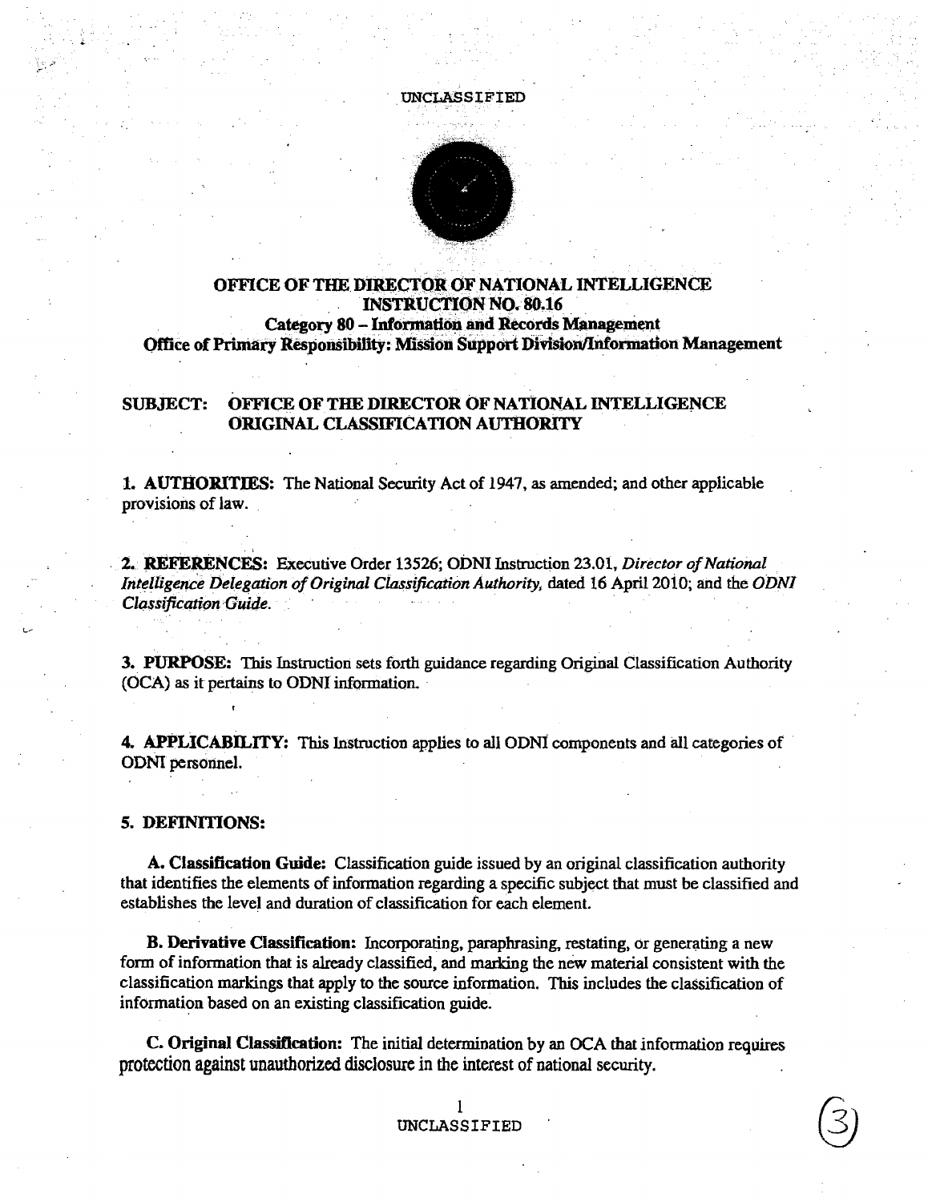UNCLASSIFIED

# OFFICE OF THE DIRECTOR OF NATIONAL INTELLIGENCE
## INSTRUCTION NO. 80.16
### Category 80 – Information and Records Management
### Office of Primary Responsibility: Mission Support Division/Information Management

**SUBJECT: OFFICE OF THE DIRECTOR OF NATIONAL INTELLIGENCE ORIGINAL CLASSIFICATION AUTHORITY**

**1. AUTHORITIES:** The National Security Act of 1947, as amended; and other applicable provisions of law.

**2. REFERENCES:** Executive Order 13526; ODNI Instruction 23.01, *Director of National Intelligence Delegation of Original Classification Authority,* dated 16 April 2010; and the *ODNI Classification Guide.*

**3. PURPOSE:** This Instruction sets forth guidance regarding Original Classification Authority (OCA) as it pertains to ODNI information.

**4. APPLICABILITY:** This Instruction applies to all ODNI components and all categories of ODNI personnel.

**5. DEFINITIONS:**

**A. Classification Guide:** Classification guide issued by an original classification authority that identifies the elements of information regarding a specific subject that must be classified and establishes the level and duration of classification for each element.

**B. Derivative Classification:** Incorporating, paraphrasing, restating, or generating a new form of information that is already classified, and marking the new material consistent with the classification markings that apply to the source information. This includes the classification of information based on an existing classification guide.

**C. Original Classification:** The initial determination by an OCA that information requires protection against unauthorized disclosure in the interest of national security.

UNCLASSIFIED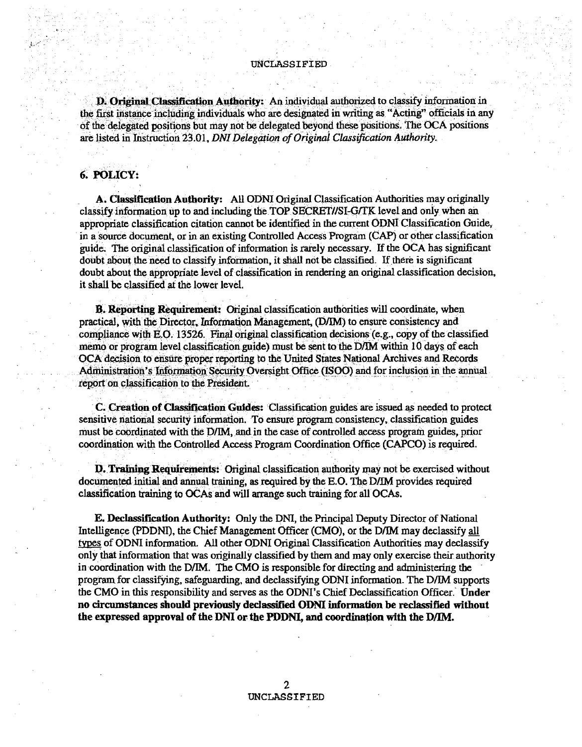**D. Original Classification Authority:** An individual authorized to classify information in the first instance including individuals who are designated in writing as "Acting" officials in any of the delegated positions but may not be delegated beyond these positions. The OCA positions are listed in Instruction 23.01, *DNI Delegation of Original Classification Authority*.

## 6. POLICY:

**A. Classification Authority:** All ODNI Original Classification Authorities may originally classify information up to and including the TOP SECRET//SI-G/TK level and only when an appropriate classification citation cannot be identified in the current ODNI Classification Guide, in a source document, or in an existing Controlled Access Program (CAP) or other classification guide. The original classification of information is rarely necessary. If the OCA has significant doubt about the need to classify information, it shall not be classified. If there is significant doubt about the appropriate level of classification in rendering an original classification decision, it shall be classified at the lower level.

**B. Reporting Requirement:** Original classification authorities will coordinate, when practical, with the Director, Information Management, (D/IM) to ensure consistency and compliance with E.O. 13526. Final original classification decisions (e.g., copy of the classified memo or program level classification guide) must be sent to the D/IM within 10 days of each OCA decision to ensure proper reporting to the United States National Archives and Records Administration's Information Security Oversight Office (ISOO) and for inclusion in the annual report on classification to the President.

**C. Creation of Classification Guides:** Classification guides are issued as needed to protect sensitive national security information. To ensure program consistency, classification guides must be coordinated with the D/IM, and in the case of controlled access program guides, prior coordination with the Controlled Access Program Coordination Office (CAPCO) is required.

**D. Training Requirements:** Original classification authority may not be exercised without documented initial and annual training, as required by the E.O. The D/IM provides required classification training to OCAs and will arrange such training for all OCAs.

**E. Declassification Authority:** Only the DNI, the Principal Deputy Director of National Intelligence (PDDNI), the Chief Management Officer (CMO), or the D/IM may declassify <u>all types</u> of ODNI information. All other ODNI Original Classification Authorities may declassify only that information that was originally classified by them and may only exercise their authority in coordination with the D/IM. The CMO is responsible for directing and administering the program for classifying, safeguarding, and declassifying ODNI information. The D/IM supports the CMO in this responsibility and serves as the ODNI's Chief Declassification Officer. **Under no circumstances should previously declassified ODNI information be reclassified without the expressed approval of the DNI or the PDDNI, and coordination with the D/IM.**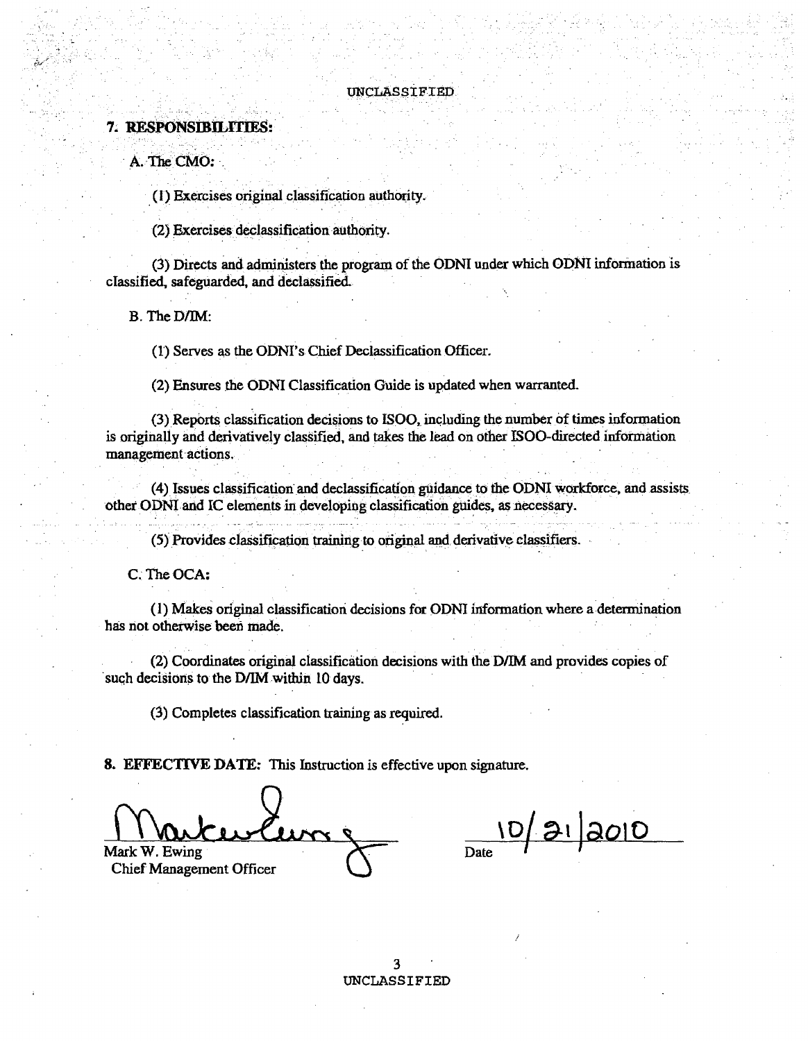UNCLASSIFIED

**7. RESPONSIBILITIES:**

A. The CMO:

(1) Exercises original classification authority.

(2) Exercises declassification authority.

(3) Directs and administers the program of the ODNI under which ODNI information is classified, safeguarded, and declassified.

B. The D/IM:

(1) Serves as the ODNI's Chief Declassification Officer.

(2) Ensures the ODNI Classification Guide is updated when warranted.

(3) Reports classification decisions to ISOO, including the number of times information is originally and derivatively classified, and takes the lead on other ISOO-directed information management actions.

(4) Issues classification and declassification guidance to the ODNI workforce, and assists other ODNI and IC elements in developing classification guides, as necessary.

(5) Provides classification training to original and derivative classifiers.

C. The OCA:

(1) Makes original classification decisions for ODNI information where a determination has not otherwise been made.

(2) Coordinates original classification decisions with the D/IM and provides copies of such decisions to the D/IM within 10 days.

(3) Completes classification training as required.

**8. EFFECTIVE DATE:** This Instruction is effective upon signature.

Mark W. Ewing
Chief Management Officer

Date 10/21/2010

UNCLASSIFIED